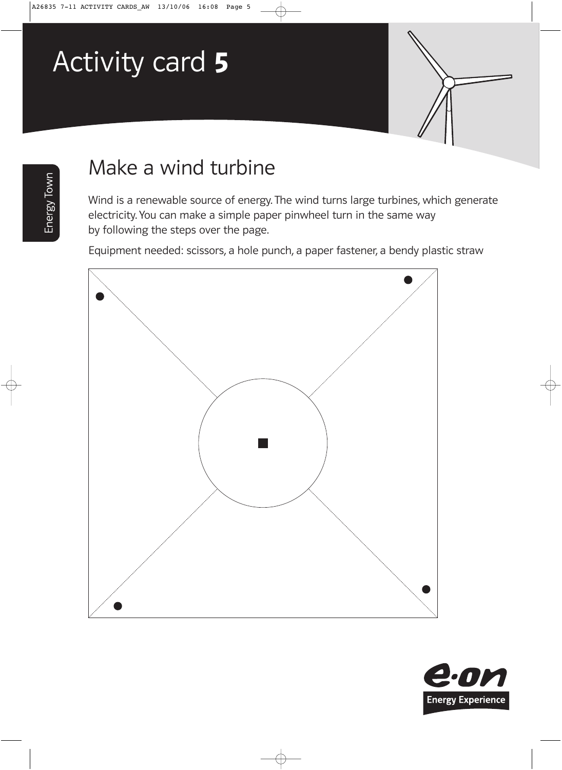# Activity card **5**

Energy Town

## Make a wind turbine

Wind is a renewable source of energy. The wind turns large turbines, which generate electricity. You can make a simple paper pinwheel turn in the same way by following the steps over the page.

Equipment needed: scissors, a hole punch, a paper fastener, a bendy plastic straw

e·on Energy Experience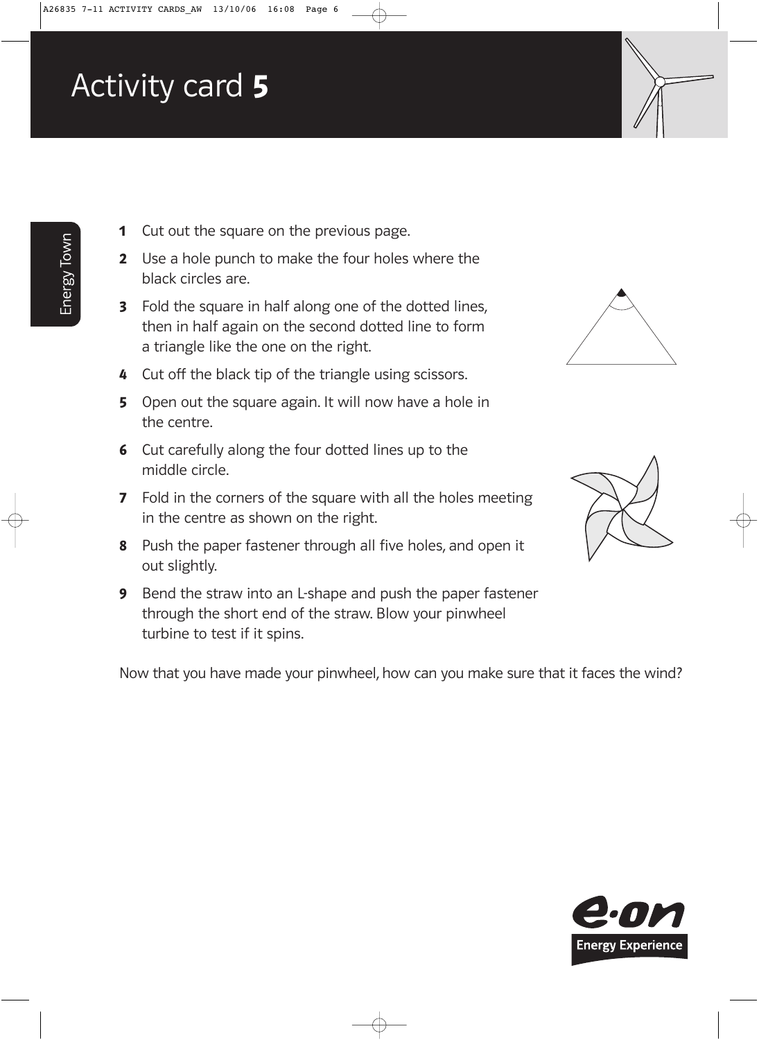# Activity card 5

1. Cut out the square on the previous page.
2. Use a hole punch to make the four holes where the black circles are.
3. Fold the square in half along one of the dotted lines, then in half again on the second dotted line to form a triangle like the one on the right.
4. Cut off the black tip of the triangle using scissors.
5. Open out the square again. It will now have a hole in the centre.
6. Cut carefully along the four dotted lines up to the middle circle.
7. Fold in the corners of the square with all the holes meeting in the centre as shown on the right.
8. Push the paper fastener through all five holes, and open it out slightly.
9. Bend the straw into an L-shape and push the paper fastener through the short end of the straw. Blow your pinwheel turbine to test if it spins.

Now that you have made your pinwheel, how can you make sure that it faces the wind?